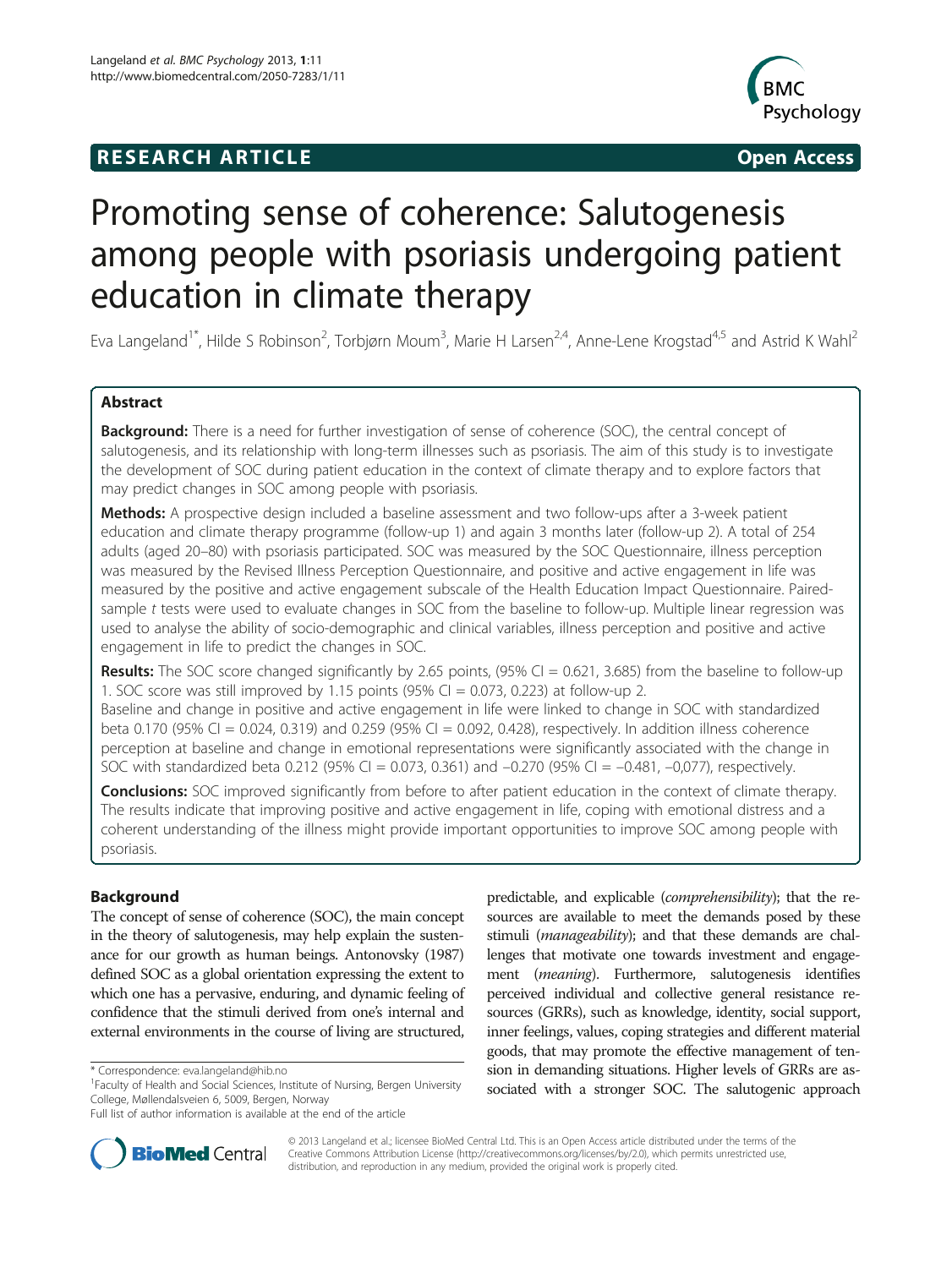**RESEARCH ARTICLE** **Open Access**

# Promoting sense of coherence: Salutogenesis among people with psoriasis undergoing patient education in climate therapy

Eva Langeland[1*], Hilde S Robinson[2], Torbjørn Moum[3], Marie H Larsen[2,4], Anne-Lene Krogstad[4,5] and Astrid K Wahl[2]

## Abstract

**Background:** There is a need for further investigation of sense of coherence (SOC), the central concept of salutogenesis, and its relationship with long-term illnesses such as psoriasis. The aim of this study is to investigate the development of SOC during patient education in the context of climate therapy and to explore factors that may predict changes in SOC among people with psoriasis.

**Methods:** A prospective design included a baseline assessment and two follow-ups after a 3-week patient education and climate therapy programme (follow-up 1) and again 3 months later (follow-up 2). A total of 254 adults (aged 20–80) with psoriasis participated. SOC was measured by the SOC Questionnaire, illness perception was measured by the Revised Illness Perception Questionnaire, and positive and active engagement in life was measured by the positive and active engagement subscale of the Health Education Impact Questionnaire. Paired-sample *t* tests were used to evaluate changes in SOC from the baseline to follow-up. Multiple linear regression was used to analyse the ability of socio-demographic and clinical variables, illness perception and positive and active engagement in life to predict the changes in SOC.

**Results:** The SOC score changed significantly by 2.65 points, (95% CI = 0.621, 3.685) from the baseline to follow-up 1. SOC score was still improved by 1.15 points (95% CI = 0.073, 0.223) at follow-up 2.
Baseline and change in positive and active engagement in life were linked to change in SOC with standardized beta 0.170 (95% CI = 0.024, 0.319) and 0.259 (95% CI = 0.092, 0.428), respectively. In addition illness coherence perception at baseline and change in emotional representations were significantly associated with the change in SOC with standardized beta 0.212 (95% CI = 0.073, 0.361) and −0.270 (95% CI = −0.481, −0,077), respectively.

**Conclusions:** SOC improved significantly from before to after patient education in the context of climate therapy. The results indicate that improving positive and active engagement in life, coping with emotional distress and a coherent understanding of the illness might provide important opportunities to improve SOC among people with psoriasis.

## Background

The concept of sense of coherence (SOC), the main concept in the theory of salutogenesis, may help explain the sustenance for our growth as human beings. Antonovsky (1987) defined SOC as a global orientation expressing the extent to which one has a pervasive, enduring, and dynamic feeling of confidence that the stimuli derived from one's internal and external environments in the course of living are structured, predictable, and explicable (*comprehensibility*); that the resources are available to meet the demands posed by these stimuli (*manageability*); and that these demands are challenges that motivate one towards investment and engagement (*meaning*). Furthermore, salutogenesis identifies perceived individual and collective general resistance resources (GRRs), such as knowledge, identity, social support, inner feelings, values, coping strategies and different material goods, that may promote the effective management of tension in demanding situations. Higher levels of GRRs are associated with a stronger SOC. The salutogenic approach

\* Correspondence: eva.langeland@hib.no
[1]Faculty of Health and Social Sciences, Institute of Nursing, Bergen University College, Møllendalsveien 6, 5009, Bergen, Norway
Full list of author information is available at the end of the article

© 2013 Langeland et al.; licensee BioMed Central Ltd. This is an Open Access article distributed under the terms of the Creative Commons Attribution License (http://creativecommons.org/licenses/by/2.0), which permits unrestricted use, distribution, and reproduction in any medium, provided the original work is properly cited.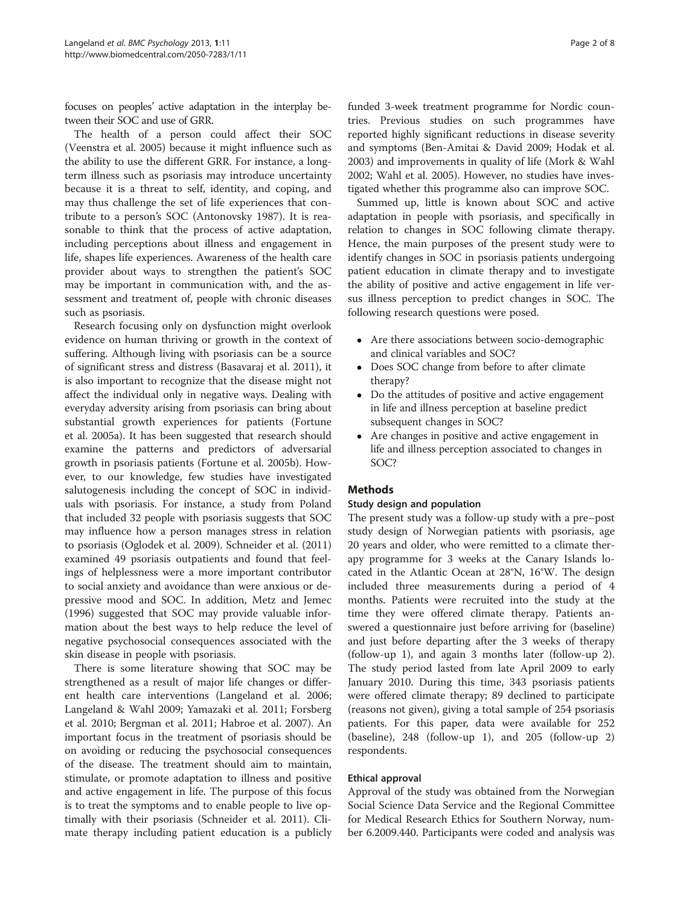focuses on peoples' active adaptation in the interplay between their SOC and use of GRR.

The health of a person could affect their SOC (Veenstra et al. 2005) because it might influence such as the ability to use the different GRR. For instance, a long-term illness such as psoriasis may introduce uncertainty because it is a threat to self, identity, and coping, and may thus challenge the set of life experiences that contribute to a person's SOC (Antonovsky 1987). It is reasonable to think that the process of active adaptation, including perceptions about illness and engagement in life, shapes life experiences. Awareness of the health care provider about ways to strengthen the patient's SOC may be important in communication with, and the assessment and treatment of, people with chronic diseases such as psoriasis.

Research focusing only on dysfunction might overlook evidence on human thriving or growth in the context of suffering. Although living with psoriasis can be a source of significant stress and distress (Basavaraj et al. 2011), it is also important to recognize that the disease might not affect the individual only in negative ways. Dealing with everyday adversity arising from psoriasis can bring about substantial growth experiences for patients (Fortune et al. 2005a). It has been suggested that research should examine the patterns and predictors of adversarial growth in psoriasis patients (Fortune et al. 2005b). However, to our knowledge, few studies have investigated salutogenesis including the concept of SOC in individuals with psoriasis. For instance, a study from Poland that included 32 people with psoriasis suggests that SOC may influence how a person manages stress in relation to psoriasis (Oglodek et al. 2009). Schneider et al. (2011) examined 49 psoriasis outpatients and found that feelings of helplessness were a more important contributor to social anxiety and avoidance than were anxious or depressive mood and SOC. In addition, Metz and Jemec (1996) suggested that SOC may provide valuable information about the best ways to help reduce the level of negative psychosocial consequences associated with the skin disease in people with psoriasis.

There is some literature showing that SOC may be strengthened as a result of major life changes or different health care interventions (Langeland et al. 2006; Langeland & Wahl 2009; Yamazaki et al. 2011; Forsberg et al. 2010; Bergman et al. 2011; Habroe et al. 2007). An important focus in the treatment of psoriasis should be on avoiding or reducing the psychosocial consequences of the disease. The treatment should aim to maintain, stimulate, or promote adaptation to illness and positive and active engagement in life. The purpose of this focus is to treat the symptoms and to enable people to live optimally with their psoriasis (Schneider et al. 2011). Climate therapy including patient education is a publicly funded 3-week treatment programme for Nordic countries. Previous studies on such programmes have reported highly significant reductions in disease severity and symptoms (Ben-Amitai & David 2009; Hodak et al. 2003) and improvements in quality of life (Mork & Wahl 2002; Wahl et al. 2005). However, no studies have investigated whether this programme also can improve SOC.

Summed up, little is known about SOC and active adaptation in people with psoriasis, and specifically in relation to changes in SOC following climate therapy. Hence, the main purposes of the present study were to identify changes in SOC in psoriasis patients undergoing patient education in climate therapy and to investigate the ability of positive and active engagement in life versus illness perception to predict changes in SOC. The following research questions were posed.

- Are there associations between socio-demographic and clinical variables and SOC?
- Does SOC change from before to after climate therapy?
- Do the attitudes of positive and active engagement in life and illness perception at baseline predict subsequent changes in SOC?
- Are changes in positive and active engagement in life and illness perception associated to changes in SOC?

## Methods

### Study design and population

The present study was a follow-up study with a pre–post study design of Norwegian patients with psoriasis, age 20 years and older, who were remitted to a climate therapy programme for 3 weeks at the Canary Islands located in the Atlantic Ocean at 28°N, 16°W. The design included three measurements during a period of 4 months. Patients were recruited into the study at the time they were offered climate therapy. Patients answered a questionnaire just before arriving for (baseline) and just before departing after the 3 weeks of therapy (follow-up 1), and again 3 months later (follow-up 2). The study period lasted from late April 2009 to early January 2010. During this time, 343 psoriasis patients were offered climate therapy; 89 declined to participate (reasons not given), giving a total sample of 254 psoriasis patients. For this paper, data were available for 252 (baseline), 248 (follow-up 1), and 205 (follow-up 2) respondents.

### Ethical approval

Approval of the study was obtained from the Norwegian Social Science Data Service and the Regional Committee for Medical Research Ethics for Southern Norway, number 6.2009.440. Participants were coded and analysis was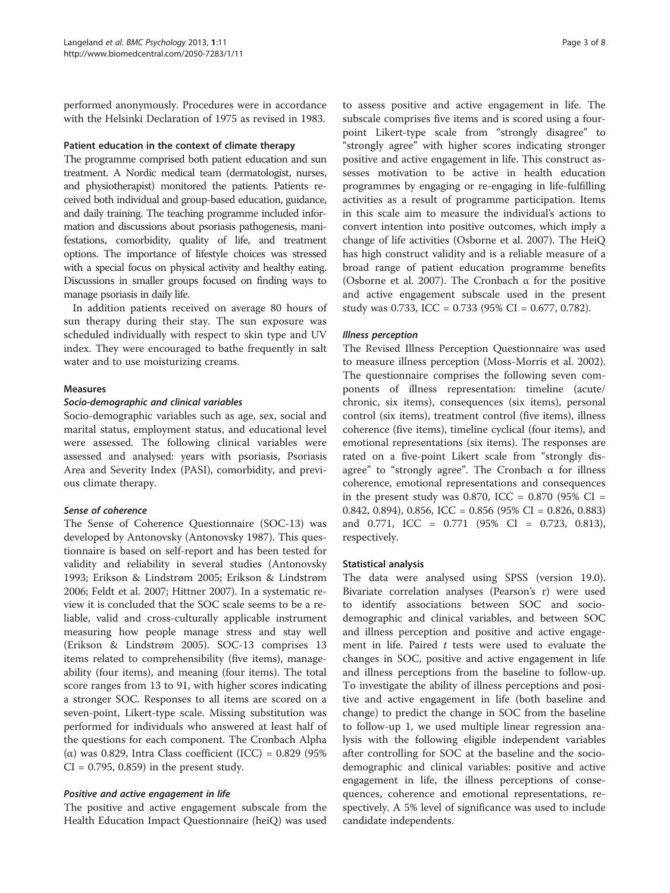performed anonymously. Procedures were in accordance with the Helsinki Declaration of 1975 as revised in 1983.

### Patient education in the context of climate therapy

The programme comprised both patient education and sun treatment. A Nordic medical team (dermatologist, nurses, and physiotherapist) monitored the patients. Patients received both individual and group-based education, guidance, and daily training. The teaching programme included information and discussions about psoriasis pathogenesis, manifestations, comorbidity, quality of life, and treatment options. The importance of lifestyle choices was stressed with a special focus on physical activity and healthy eating. Discussions in smaller groups focused on finding ways to manage psoriasis in daily life.

In addition patients received on average 80 hours of sun therapy during their stay. The sun exposure was scheduled individually with respect to skin type and UV index. They were encouraged to bathe frequently in salt water and to use moisturizing creams.

### Measures

#### *Socio-demographic and clinical variables*

Socio-demographic variables such as age, sex, social and marital status, employment status, and educational level were assessed. The following clinical variables were assessed and analysed: years with psoriasis, Psoriasis Area and Severity Index (PASI), comorbidity, and previous climate therapy.

#### *Sense of coherence*

The Sense of Coherence Questionnaire (SOC-13) was developed by Antonovsky (Antonovsky 1987). This questionnaire is based on self-report and has been tested for validity and reliability in several studies (Antonovsky 1993; Erikson & Lindstrøm 2005; Erikson & Lindstrøm 2006; Feldt et al. 2007; Hittner 2007). In a systematic review it is concluded that the SOC scale seems to be a reliable, valid and cross-culturally applicable instrument measuring how people manage stress and stay well (Erikson & Lindstrøm 2005). SOC-13 comprises 13 items related to comprehensibility (five items), manageability (four items), and meaning (four items). The total score ranges from 13 to 91, with higher scores indicating a stronger SOC. Responses to all items are scored on a seven-point, Likert-type scale. Missing substitution was performed for individuals who answered at least half of the questions for each component. The Cronbach Alpha (α) was 0.829, Intra Class coefficient (ICC) = 0.829 (95% CI = 0.795, 0.859) in the present study.

#### *Positive and active engagement in life*

The positive and active engagement subscale from the Health Education Impact Questionnaire (heiQ) was used to assess positive and active engagement in life. The subscale comprises five items and is scored using a four-point Likert-type scale from "strongly disagree" to "strongly agree" with higher scores indicating stronger positive and active engagement in life. This construct assesses motivation to be active in health education programmes by engaging or re-engaging in life-fulfilling activities as a result of programme participation. Items in this scale aim to measure the individual's actions to convert intention into positive outcomes, which imply a change of life activities (Osborne et al. 2007). The HeiQ has high construct validity and is a reliable measure of a broad range of patient education programme benefits (Osborne et al. 2007). The Cronbach α for the positive and active engagement subscale used in the present study was 0.733, ICC = 0.733 (95% CI = 0.677, 0.782).

#### *Illness perception*

The Revised Illness Perception Questionnaire was used to measure illness perception (Moss-Morris et al. 2002). The questionnaire comprises the following seven components of illness representation: timeline (acute/chronic, six items), consequences (six items), personal control (six items), treatment control (five items), illness coherence (five items), timeline cyclical (four items), and emotional representations (six items). The responses are rated on a five-point Likert scale from "strongly disagree" to "strongly agree". The Cronbach α for illness coherence, emotional representations and consequences in the present study was 0.870, ICC = 0.870 (95% CI = 0.842, 0.894), 0.856, ICC = 0.856 (95% CI = 0.826, 0.883) and 0.771, ICC = 0.771 (95% CI = 0.723, 0.813), respectively.

### Statistical analysis

The data were analysed using SPSS (version 19.0). Bivariate correlation analyses (Pearson's r) were used to identify associations between SOC and socio-demographic and clinical variables, and between SOC and illness perception and positive and active engagement in life. Paired *t* tests were used to evaluate the changes in SOC, positive and active engagement in life and illness perceptions from the baseline to follow-up. To investigate the ability of illness perceptions and positive and active engagement in life (both baseline and change) to predict the change in SOC from the baseline to follow-up 1, we used multiple linear regression analysis with the following eligible independent variables after controlling for SOC at the baseline and the socio-demographic and clinical variables: positive and active engagement in life, the illness perceptions of consequences, coherence and emotional representations, respectively. A 5% level of significance was used to include candidate independents.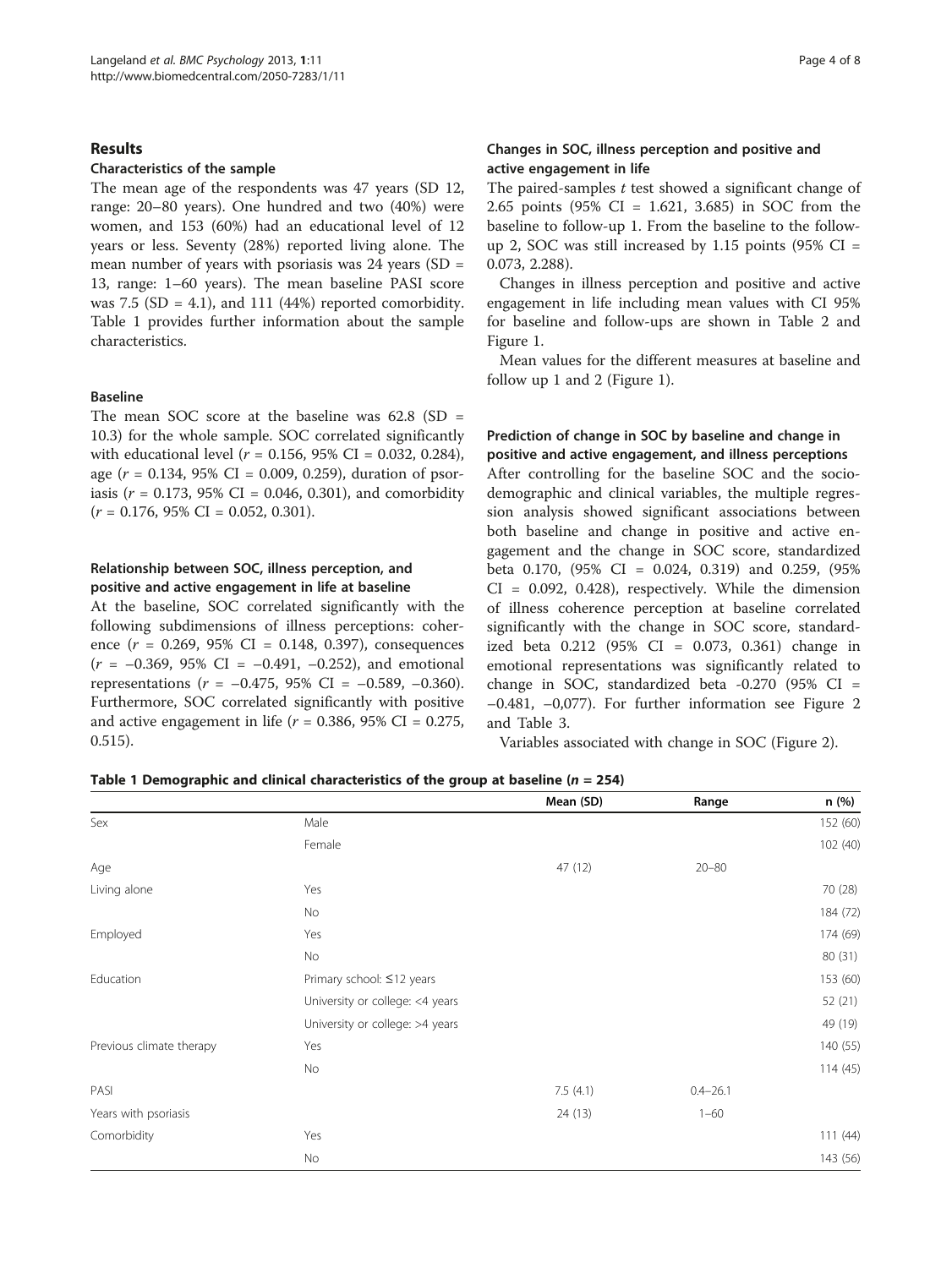## Results

### Characteristics of the sample

The mean age of the respondents was 47 years (SD 12, range: 20–80 years). One hundred and two (40%) were women, and 153 (60%) had an educational level of 12 years or less. Seventy (28%) reported living alone. The mean number of years with psoriasis was 24 years (SD = 13, range: 1–60 years). The mean baseline PASI score was 7.5 (SD = 4.1), and 111 (44%) reported comorbidity. Table 1 provides further information about the sample characteristics.

### Baseline

The mean SOC score at the baseline was 62.8 (SD = 10.3) for the whole sample. SOC correlated significantly with educational level ($r$ = 0.156, 95% CI = 0.032, 0.284), age ($r$ = 0.134, 95% CI = 0.009, 0.259), duration of psoriasis ($r$ = 0.173, 95% CI = 0.046, 0.301), and comorbidity ($r$ = 0.176, 95% CI = 0.052, 0.301).

### Relationship between SOC, illness perception, and positive and active engagement in life at baseline

At the baseline, SOC correlated significantly with the following subdimensions of illness perceptions: coherence ($r$ = 0.269, 95% CI = 0.148, 0.397), consequences ($r$ = −0.369, 95% CI = −0.491, −0.252), and emotional representations ($r$ = −0.475, 95% CI = −0.589, −0.360). Furthermore, SOC correlated significantly with positive and active engagement in life ($r$ = 0.386, 95% CI = 0.275, 0.515).

### Changes in SOC, illness perception and positive and active engagement in life

The paired-samples $t$ test showed a significant change of 2.65 points (95% CI = 1.621, 3.685) in SOC from the baseline to follow-up 1. From the baseline to the follow-up 2, SOC was still increased by 1.15 points (95% CI = 0.073, 2.288).

Changes in illness perception and positive and active engagement in life including mean values with CI 95% for baseline and follow-ups are shown in Table 2 and Figure 1.

Mean values for the different measures at baseline and follow up 1 and 2 (Figure 1).

### Prediction of change in SOC by baseline and change in positive and active engagement, and illness perceptions

After controlling for the baseline SOC and the socio-demographic and clinical variables, the multiple regression analysis showed significant associations between both baseline and change in positive and active engagement and the change in SOC score, standardized beta 0.170, (95% CI = 0.024, 0.319) and 0.259, (95% CI = 0.092, 0.428), respectively. While the dimension of illness coherence perception at baseline correlated significantly with the change in SOC score, standardized beta 0.212 (95% CI = 0.073, 0.361) change in emotional representations was significantly related to change in SOC, standardized beta -0.270 (95% CI = −0.481, −0,077). For further information see Figure 2 and Table 3.

Variables associated with change in SOC (Figure 2).

**Table 1 Demographic and clinical characteristics of the group at baseline ($n$ = 254)**

| | | Mean (SD) | Range | n (%) |
|---|---|---|---|---|
| Sex | Male | | | 152 (60) |
| | Female | | | 102 (40) |
| Age | | 47 (12) | 20–80 | |
| Living alone | Yes | | | 70 (28) |
| | No | | | 184 (72) |
| Employed | Yes | | | 174 (69) |
| | No | | | 80 (31) |
| Education | Primary school: ≤12 years | | | 153 (60) |
| | University or college: <4 years | | | 52 (21) |
| | University or college: >4 years | | | 49 (19) |
| Previous climate therapy | Yes | | | 140 (55) |
| | No | | | 114 (45) |
| PASI | | 7.5 (4.1) | 0.4–26.1 | |
| Years with psoriasis | | 24 (13) | 1–60 | |
| Comorbidity | Yes | | | 111 (44) |
| | No | | | 143 (56) |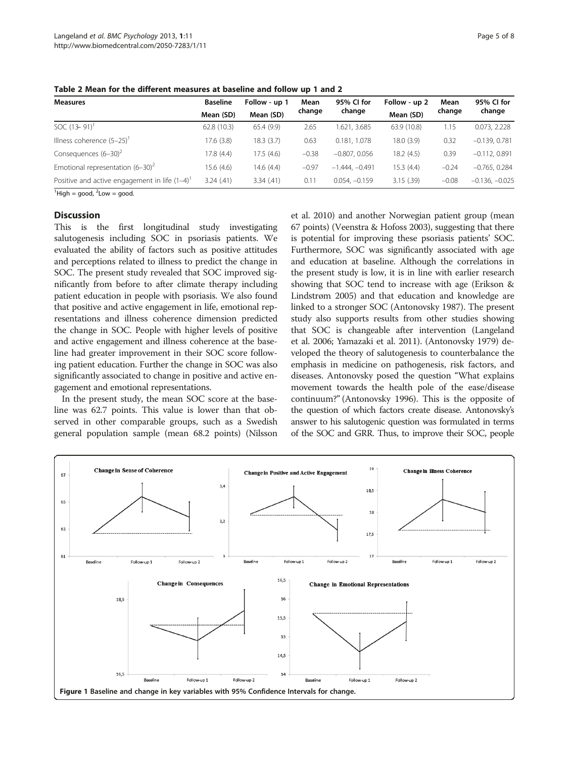Table 2 Mean for the different measures at baseline and follow up 1 and 2

| Measures | Baseline Mean (SD) | Follow - up 1 Mean (SD) | Mean change | 95% CI for change | Follow - up 2 Mean (SD) | Mean change | 95% CI for change |
|---|---|---|---|---|---|---|---|
| SOC (13- 91)[1] | 62.8 (10.3) | 65.4 (9.9) | 2.65 | 1.621, 3.685 | 63.9 (10.8) | 1.15 | 0.073, 2.228 |
| Illness coherence (5–25)[1] | 17.6 (3.8) | 18.3 (3.7) | 0.63 | 0.181, 1.078 | 18.0 (3.9) | 0.32 | −0.139, 0.781 |
| Consequences (6–30)[2] | 17.8 (4.4) | 17.5 (4.6) | −0.38 | −0.807, 0.056 | 18.2 (4.5) | 0.39 | −0.112, 0.891 |
| Emotional representation (6–30)[2] | 15.6 (4.6) | 14.6 (4.4) | −0.97 | −1.444, −0.491 | 15.3 (4.4) | −0.24 | −0.765, 0.284 |
| Positive and active engagement in life (1–4)[1] | 3.24 (.41) | 3.34 (.41) | 0.11 | 0.054, −0.159 | 3.15 (.39) | −0.08 | −0.136, −0.025 |

[1]High = good, [2]Low = good.

## Discussion

This is the first longitudinal study investigating salutogenesis including SOC in psoriasis patients. We evaluated the ability of factors such as positive attitudes and perceptions related to illness to predict the change in SOC. The present study revealed that SOC improved significantly from before to after climate therapy including patient education in people with psoriasis. We also found that positive and active engagement in life, emotional representations and illness coherence dimension predicted the change in SOC. People with higher levels of positive and active engagement and illness coherence at the baseline had greater improvement in their SOC score following patient education. Further the change in SOC was also significantly associated to change in positive and active engagement and emotional representations.

In the present study, the mean SOC score at the baseline was 62.7 points. This value is lower than that observed in other comparable groups, such as a Swedish general population sample (mean 68.2 points) (Nilsson et al. 2010) and another Norwegian patient group (mean 67 points) (Veenstra & Hofoss 2003), suggesting that there is potential for improving these psoriasis patients' SOC. Furthermore, SOC was significantly associated with age and education at baseline. Although the correlations in the present study is low, it is in line with earlier research showing that SOC tend to increase with age (Erikson & Lindstrøm 2005) and that education and knowledge are linked to a stronger SOC (Antonovsky 1987). The present study also supports results from other studies showing that SOC is changeable after intervention (Langeland et al. 2006; Yamazaki et al. 2011). (Antonovsky 1979) developed the theory of salutogenesis to counterbalance the emphasis in medicine on pathogenesis, risk factors, and diseases. Antonovsky posed the question "What explains movement towards the health pole of the ease/disease continuum?" (Antonovsky 1996). This is the opposite of the question of which factors create disease. Antonovsky's answer to his salutogenic question was formulated in terms of the SOC and GRR. Thus, to improve their SOC, people

Figure 1 Baseline and change in key variables with 95% Confidence Intervals for change.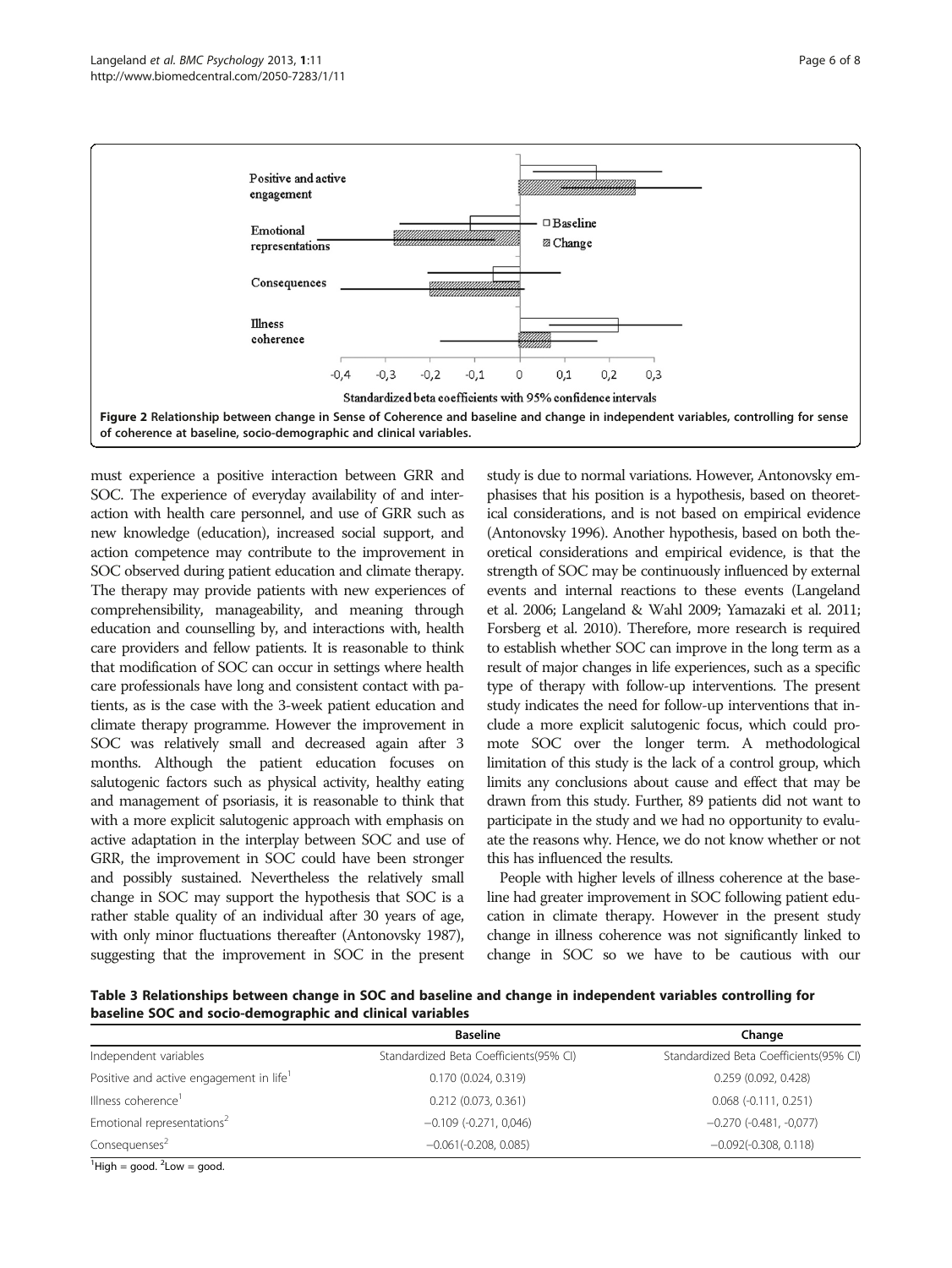Figure 2 Relationship between change in Sense of Coherence and baseline and change in independent variables, controlling for sense of coherence at baseline, socio-demographic and clinical variables.

must experience a positive interaction between GRR and SOC. The experience of everyday availability of and interaction with health care personnel, and use of GRR such as new knowledge (education), increased social support, and action competence may contribute to the improvement in SOC observed during patient education and climate therapy. The therapy may provide patients with new experiences of comprehensibility, manageability, and meaning through education and counselling by, and interactions with, health care providers and fellow patients. It is reasonable to think that modification of SOC can occur in settings where health care professionals have long and consistent contact with patients, as is the case with the 3-week patient education and climate therapy programme. However the improvement in SOC was relatively small and decreased again after 3 months. Although the patient education focuses on salutogenic factors such as physical activity, healthy eating and management of psoriasis, it is reasonable to think that with a more explicit salutogenic approach with emphasis on active adaptation in the interplay between SOC and use of GRR, the improvement in SOC could have been stronger and possibly sustained. Nevertheless the relatively small change in SOC may support the hypothesis that SOC is a rather stable quality of an individual after 30 years of age, with only minor fluctuations thereafter (Antonovsky 1987), suggesting that the improvement in SOC in the present study is due to normal variations. However, Antonovsky emphasises that his position is a hypothesis, based on theoretical considerations, and is not based on empirical evidence (Antonovsky 1996). Another hypothesis, based on both theoretical considerations and empirical evidence, is that the strength of SOC may be continuously influenced by external events and internal reactions to these events (Langeland et al. 2006; Langeland & Wahl 2009; Yamazaki et al. 2011; Forsberg et al. 2010). Therefore, more research is required to establish whether SOC can improve in the long term as a result of major changes in life experiences, such as a specific type of therapy with follow-up interventions. The present study indicates the need for follow-up interventions that include a more explicit salutogenic focus, which could promote SOC over the longer term. A methodological limitation of this study is the lack of a control group, which limits any conclusions about cause and effect that may be drawn from this study. Further, 89 patients did not want to participate in the study and we had no opportunity to evaluate the reasons why. Hence, we do not know whether or not this has influenced the results.

People with higher levels of illness coherence at the baseline had greater improvement in SOC following patient education in climate therapy. However in the present study change in illness coherence was not significantly linked to change in SOC so we have to be cautious with our

**Table 3 Relationships between change in SOC and baseline and change in independent variables controlling for baseline SOC and socio-demographic and clinical variables**

| | Baseline | Change |
|---|---|---|
| Independent variables | Standardized Beta Coefficients(95% CI) | Standardized Beta Coefficients(95% CI) |
| Positive and active engagement in life[1] | 0.170 (0.024, 0.319) | 0.259 (0.092, 0.428) |
| Illness coherence[1] | 0.212 (0.073, 0.361) | 0.068 (-0.111, 0.251) |
| Emotional representations[2] | −0.109 (-0.271, 0,046) | −0.270 (-0.481, -0,077) |
| Consequenses[2] | −0.061(-0.208, 0.085) | −0.092(-0.308, 0.118) |

[1]High = good. [2]Low = good.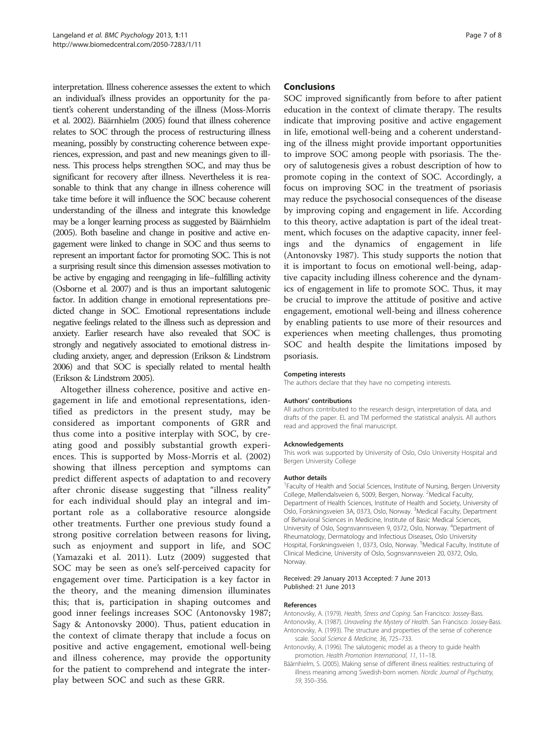interpretation. Illness coherence assesses the extent to which an individual's illness provides an opportunity for the patient's coherent understanding of the illness (Moss-Morris et al. 2002). Bäärnhielm (2005) found that illness coherence relates to SOC through the process of restructuring illness meaning, possibly by constructing coherence between experiences, expression, and past and new meanings given to illness. This process helps strengthen SOC, and may thus be significant for recovery after illness. Nevertheless it is reasonable to think that any change in illness coherence will take time before it will influence the SOC because coherent understanding of the illness and integrate this knowledge may be a longer learning process as suggested by Bäärnhielm (2005). Both baseline and change in positive and active engagement were linked to change in SOC and thus seems to represent an important factor for promoting SOC. This is not a surprising result since this dimension assesses motivation to be active by engaging and reengaging in life–fulfilling activity (Osborne et al. 2007) and is thus an important salutogenic factor. In addition change in emotional representations predicted change in SOC. Emotional representations include negative feelings related to the illness such as depression and anxiety. Earlier research have also revealed that SOC is strongly and negatively associated to emotional distress including anxiety, anger, and depression (Erikson & Lindstrøm 2006) and that SOC is specially related to mental health (Erikson & Lindstrøm 2005).

Altogether illness coherence, positive and active engagement in life and emotional representations, identified as predictors in the present study, may be considered as important components of GRR and thus come into a positive interplay with SOC, by creating good and possibly substantial growth experiences. This is supported by Moss-Morris et al. (2002) showing that illness perception and symptoms can predict different aspects of adaptation to and recovery after chronic disease suggesting that "illness reality" for each individual should play an integral and important role as a collaborative resource alongside other treatments. Further one previous study found a strong positive correlation between reasons for living, such as enjoyment and support in life, and SOC (Yamazaki et al. 2011). Lutz (2009) suggested that SOC may be seen as one's self-perceived capacity for engagement over time. Participation is a key factor in the theory, and the meaning dimension illuminates this; that is, participation in shaping outcomes and good inner feelings increases SOC (Antonovsky 1987; Sagy & Antonovsky 2000). Thus, patient education in the context of climate therapy that include a focus on positive and active engagement, emotional well-being and illness coherence, may provide the opportunity for the patient to comprehend and integrate the interplay between SOC and such as these GRR.

## Conclusions

SOC improved significantly from before to after patient education in the context of climate therapy. The results indicate that improving positive and active engagement in life, emotional well-being and a coherent understanding of the illness might provide important opportunities to improve SOC among people with psoriasis. The theory of salutogenesis gives a robust description of how to promote coping in the context of SOC. Accordingly, a focus on improving SOC in the treatment of psoriasis may reduce the psychosocial consequences of the disease by improving coping and engagement in life. According to this theory, active adaptation is part of the ideal treatment, which focuses on the adaptive capacity, inner feelings and the dynamics of engagement in life (Antonovsky 1987). This study supports the notion that it is important to focus on emotional well-being, adaptive capacity including illness coherence and the dynamics of engagement in life to promote SOC. Thus, it may be crucial to improve the attitude of positive and active engagement, emotional well-being and illness coherence by enabling patients to use more of their resources and experiences when meeting challenges, thus promoting SOC and health despite the limitations imposed by psoriasis.

#### Competing interests

The authors declare that they have no competing interests.

#### Authors' contributions

All authors contributed to the research design, interpretation of data, and drafts of the paper. EL and TM performed the statistical analysis. All authors read and approved the final manuscript.

#### Acknowledgements

This work was supported by University of Oslo, Oslo University Hospital and Bergen University College

#### Author details

[1]Faculty of Health and Social Sciences, Institute of Nursing, Bergen University College, Møllendalsveien 6, 5009, Bergen, Norway. [2]Medical Faculty, Department of Health Sciences, Institute of Health and Society, University of Oslo, Forskningsveien 3A, 0373, Oslo, Norway. [3]Medical Faculty, Department of Behavioral Sciences in Medicine, Institute of Basic Medical Sciences, University of Oslo, Sognsvannsveien 9, 0372, Oslo, Norway. [4]Department of Rheumatology, Dermatology and Infectious Diseases, Oslo University Hospital, Forskningsveien 1, 0373, Oslo, Norway. [5]Medical Faculty, Institute of Clinical Medicine, University of Oslo, Sognsvannsveien 20, 0372, Oslo, Norway.

Received: 29 January 2013 Accepted: 7 June 2013
Published: 21 June 2013

#### References

Antonovsky, A. (1979). *Health, Stress and Coping*. San Francisco: Jossey-Bass.

Antonovsky, A. (1987). *Unraveling the Mystery of Health*. San Francisco: Jossey-Bass.

Antonovsky, A. (1993). The structure and properties of the sense of coherence scale. *Social Science & Medicine, 36*, 725–733.

Antonovsky, A. (1996). The salutogenic model as a theory to guide health promotion. *Health Promotion International, 11*, 11–18.

Bäärnhielm, S. (2005). Making sense of different illness realities: restructuring of illness meaning among Swedish-born women. *Nordic Journal of Psychiatry, 59*, 350–356.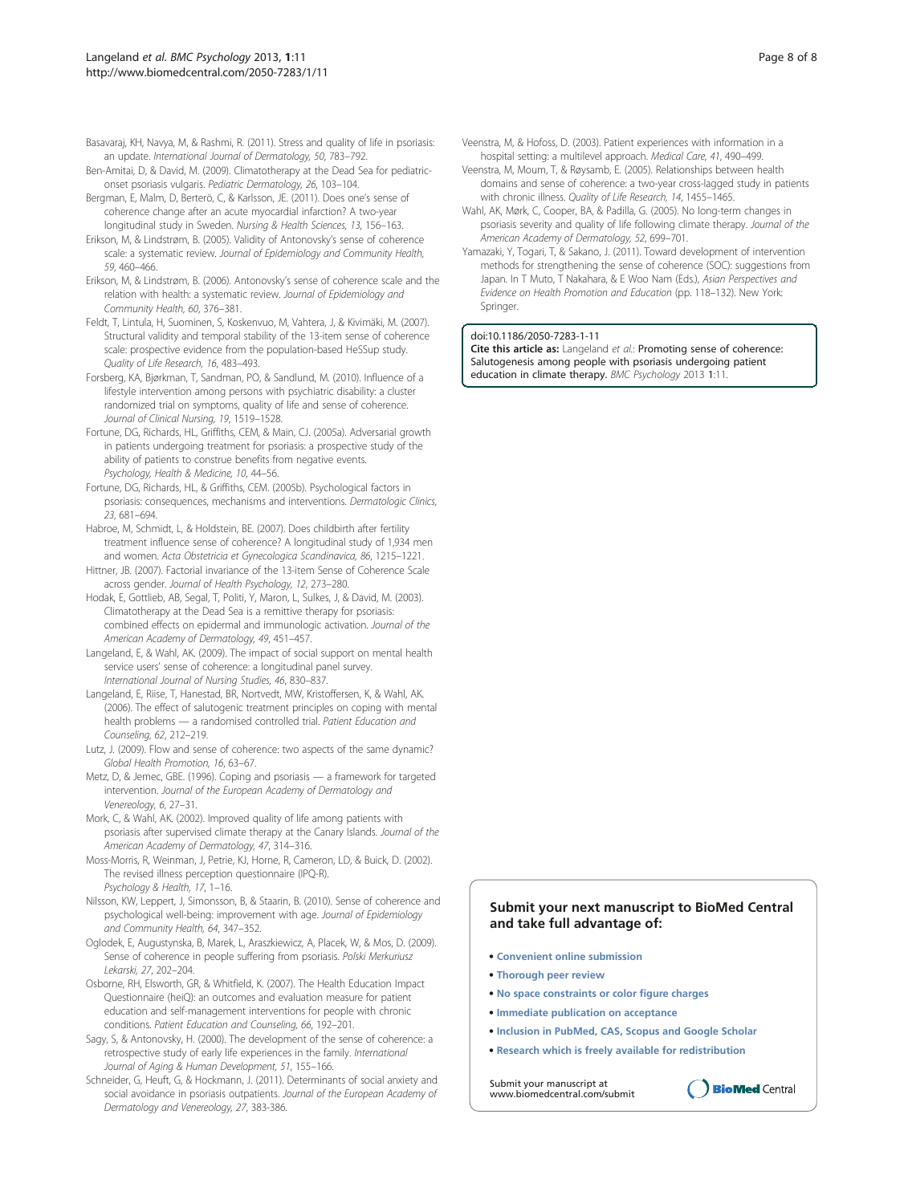Basavaraj, KH, Navya, M, & Rashmi, R. (2011). Stress and quality of life in psoriasis: an update. *International Journal of Dermatology, 50*, 783–792.

Ben-Amitai, D, & David, M. (2009). Climatotherapy at the Dead Sea for pediatric-onset psoriasis vulgaris. *Pediatric Dermatology, 26*, 103–104.

Bergman, E, Malm, D, Berterö, C, & Karlsson, JE. (2011). Does one's sense of coherence change after an acute myocardial infarction? A two-year longitudinal study in Sweden. *Nursing & Health Sciences, 13*, 156–163.

Erikson, M, & Lindstrøm, B. (2005). Validity of Antonovsky's sense of coherence scale: a systematic review. *Journal of Epidemiology and Community Health, 59*, 460–466.

Erikson, M, & Lindstrøm, B. (2006). Antonovsky's sense of coherence scale and the relation with health: a systematic review. *Journal of Epidemiology and Community Health, 60*, 376–381.

Feldt, T, Lintula, H, Suominen, S, Koskenvuo, M, Vahtera, J, & Kivimäki, M. (2007). Structural validity and temporal stability of the 13-item sense of coherence scale: prospective evidence from the population-based HeSSup study. *Quality of Life Research, 16*, 483–493.

Forsberg, KA, Bjørkman, T, Sandman, PO, & Sandlund, M. (2010). Influence of a lifestyle intervention among persons with psychiatric disability: a cluster randomized trial on symptoms, quality of life and sense of coherence. *Journal of Clinical Nursing, 19*, 1519–1528.

Fortune, DG, Richards, HL, Griffiths, CEM, & Main, CJ. (2005a). Adversarial growth in patients undergoing treatment for psoriasis: a prospective study of the ability of patients to construe benefits from negative events. *Psychology, Health & Medicine, 10*, 44–56.

Fortune, DG, Richards, HL, & Griffiths, CEM. (2005b). Psychological factors in psoriasis: consequences, mechanisms and interventions. *Dermatologic Clinics, 23*, 681–694.

Habroe, M, Schmidt, L, & Holdstein, BE. (2007). Does childbirth after fertility treatment influence sense of coherence? A longitudinal study of 1,934 men and women. *Acta Obstetricia et Gynecologica Scandinavica, 86*, 1215–1221.

Hittner, JB. (2007). Factorial invariance of the 13-item Sense of Coherence Scale across gender. *Journal of Health Psychology, 12*, 273–280.

Hodak, E, Gottlieb, AB, Segal, T, Politi, Y, Maron, L, Sulkes, J, & David, M. (2003). Climatotherapy at the Dead Sea is a remittive therapy for psoriasis: combined effects on epidermal and immunologic activation. *Journal of the American Academy of Dermatology, 49*, 451–457.

Langeland, E, & Wahl, AK. (2009). The impact of social support on mental health service users' sense of coherence: a longitudinal panel survey. *International Journal of Nursing Studies, 46*, 830–837.

Langeland, E, Riise, T, Hanestad, BR, Nortvedt, MW, Kristoffersen, K, & Wahl, AK. (2006). The effect of salutogenic treatment principles on coping with mental health problems — a randomised controlled trial. *Patient Education and Counseling, 62*, 212–219.

Lutz, J. (2009). Flow and sense of coherence: two aspects of the same dynamic? *Global Health Promotion, 16*, 63–67.

Metz, D, & Jemec, GBE. (1996). Coping and psoriasis — a framework for targeted intervention. *Journal of the European Academy of Dermatology and Venereology, 6*, 27–31.

Mork, C, & Wahl, AK. (2002). Improved quality of life among patients with psoriasis after supervised climate therapy at the Canary Islands. *Journal of the American Academy of Dermatology, 47*, 314–316.

Moss-Morris, R, Weinman, J, Petrie, KJ, Horne, R, Cameron, LD, & Buick, D. (2002). The revised illness perception questionnaire (IPQ-R). *Psychology & Health, 17*, 1–16.

Nilsson, KW, Leppert, J, Simonsson, B, & Staarin, B. (2010). Sense of coherence and psychological well-being: improvement with age. *Journal of Epidemiology and Community Health, 64*, 347–352.

Oglodek, E, Augustynska, B, Marek, L, Araszkiewicz, A, Placek, W, & Mos, D. (2009). Sense of coherence in people suffering from psoriasis. *Polski Merkuriusz Lekarski, 27*, 202–204.

Osborne, RH, Elsworth, GR, & Whitfield, K. (2007). The Health Education Impact Questionnaire (heiQ): an outcomes and evaluation measure for patient education and self-management interventions for people with chronic conditions. *Patient Education and Counseling, 66*, 192–201.

Sagy, S, & Antonovsky, H. (2000). The development of the sense of coherence: a retrospective study of early life experiences in the family. *International Journal of Aging & Human Development, 51*, 155–166.

Schneider, G, Heuft, G, & Hockmann, J. (2011). Determinants of social anxiety and social avoidance in psoriasis outpatients. *Journal of the European Academy of Dermatology and Venereology, 27*, 383-386.

Veenstra, M, & Hofoss, D. (2003). Patient experiences with information in a hospital setting: a multilevel approach. *Medical Care, 41*, 490–499.

Veenstra, M, Moum, T, & Røysamb, E. (2005). Relationships between health domains and sense of coherence: a two-year cross-lagged study in patients with chronic illness. *Quality of Life Research, 14*, 1455–1465.

Wahl, AK, Mørk, C, Cooper, BA, & Padilla, G. (2005). No long-term changes in psoriasis severity and quality of life following climate therapy. *Journal of the American Academy of Dermatology, 52*, 699–701.

Yamazaki, Y, Togari, T, & Sakano, J. (2011). Toward development of intervention methods for strengthening the sense of coherence (SOC): suggestions from Japan. In T Muto, T Nakahara, & E Woo Nam (Eds.), *Asian Perspectives and Evidence on Health Promotion and Education* (pp. 118–132). New York: Springer.

doi:10.1186/2050-7283-1-11

**Cite this article as:** Langeland *et al.*: Promoting sense of coherence: Salutogenesis among people with psoriasis undergoing patient education in climate therapy. *BMC Psychology* 2013 **1**:11.

**Submit your next manuscript to BioMed Central and take full advantage of:**

- **Convenient online submission**
- **Thorough peer review**
- **No space constraints or color figure charges**
- **Immediate publication on acceptance**
- **Inclusion in PubMed, CAS, Scopus and Google Scholar**
- **Research which is freely available for redistribution**

Submit your manuscript at
www.biomedcentral.com/submit

BioMed Central